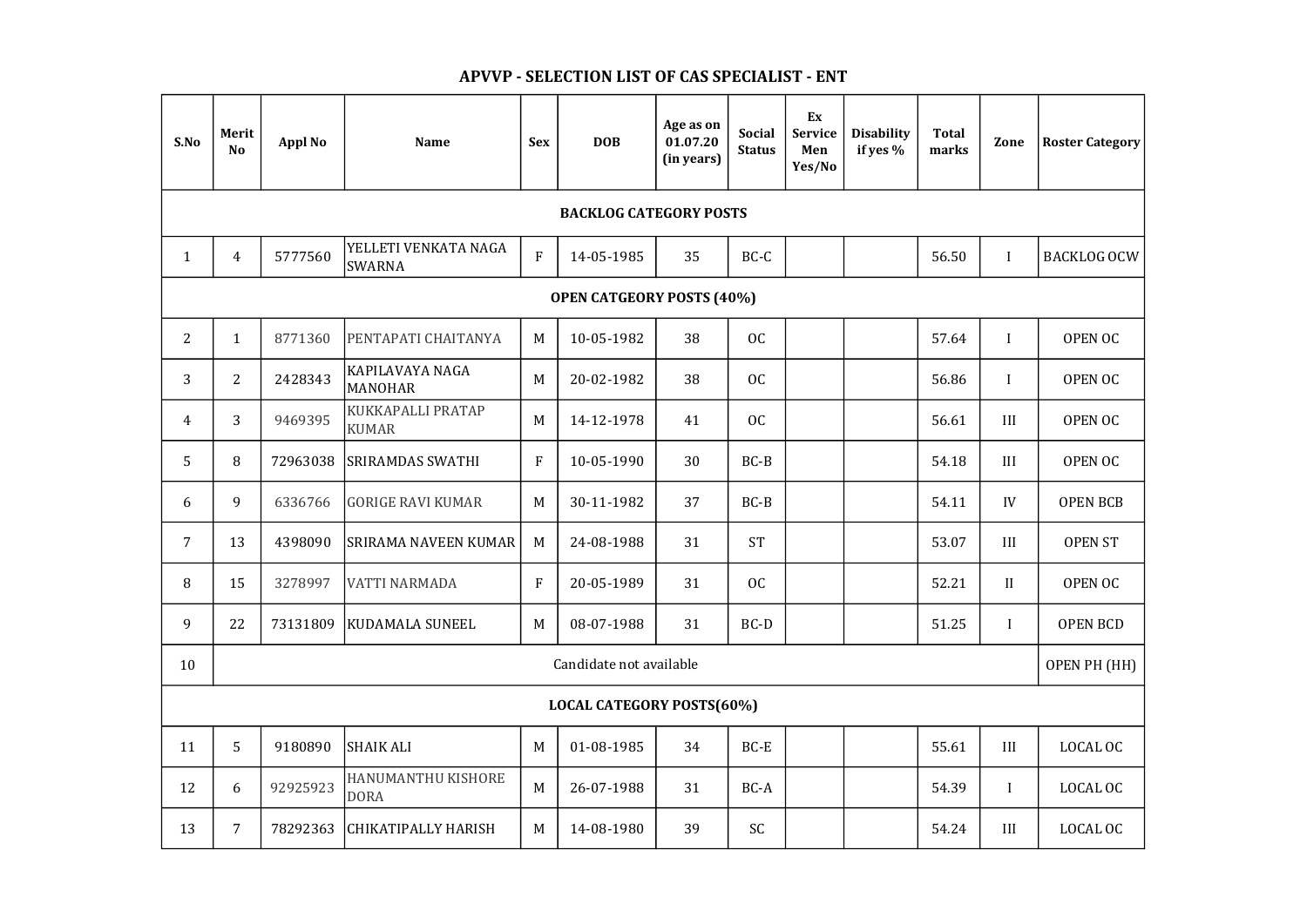# APVVP - SELECTION LIST OF CAS SPECIALIST - ENT

| S.No | Merit No | Appl No | Name | Sex | DOB | Age as on 01.07.20 (in years) | Social Status | Ex Service Men Yes/No | Disability if yes % | Total marks | Zone | Roster Category |
|---|---|---|---|---|---|---|---|---|---|---|---|---|
| **BACKLOG CATEGORY POSTS** | | | | | | | | | | | | |
| 1 | 4 | 5777560 | YELLETI VENKATA NAGA SWARNA | F | 14-05-1985 | 35 | BC-C | | | 56.50 | I | BACKLOG OCW |
| **OPEN CATGEORY POSTS (40%)** | | | | | | | | | | | | |
| 2 | 1 | 8771360 | PENTAPATI CHAITANYA | M | 10-05-1982 | 38 | OC | | | 57.64 | I | OPEN OC |
| 3 | 2 | 2428343 | KAPILAVAYA NAGA MANOHAR | M | 20-02-1982 | 38 | OC | | | 56.86 | I | OPEN OC |
| 4 | 3 | 9469395 | KUKKAPALLI PRATAP KUMAR | M | 14-12-1978 | 41 | OC | | | 56.61 | III | OPEN OC |
| 5 | 8 | 72963038 | SRIRAMDAS SWATHI | F | 10-05-1990 | 30 | BC-B | | | 54.18 | III | OPEN OC |
| 6 | 9 | 6336766 | GORIGE RAVI KUMAR | M | 30-11-1982 | 37 | BC-B | | | 54.11 | IV | OPEN BCB |
| 7 | 13 | 4398090 | SRIRAMA NAVEEN KUMAR | M | 24-08-1988 | 31 | ST | | | 53.07 | III | OPEN ST |
| 8 | 15 | 3278997 | VATTI NARMADA | F | 20-05-1989 | 31 | OC | | | 52.21 | II | OPEN OC |
| 9 | 22 | 73131809 | KUDAMALA SUNEEL | M | 08-07-1988 | 31 | BC-D | | | 51.25 | I | OPEN BCD |
| 10 | Candidate not available | | | | | | | | | | | OPEN PH (HH) |
| **LOCAL CATEGORY POSTS(60%)** | | | | | | | | | | | | |
| 11 | 5 | 9180890 | SHAIK ALI | M | 01-08-1985 | 34 | BC-E | | | 55.61 | III | LOCAL OC |
| 12 | 6 | 92925923 | HANUMANTHU KISHORE DORA | M | 26-07-1988 | 31 | BC-A | | | 54.39 | I | LOCAL OC |
| 13 | 7 | 78292363 | CHIKATIPALLY HARISH | M | 14-08-1980 | 39 | SC | | | 54.24 | III | LOCAL OC |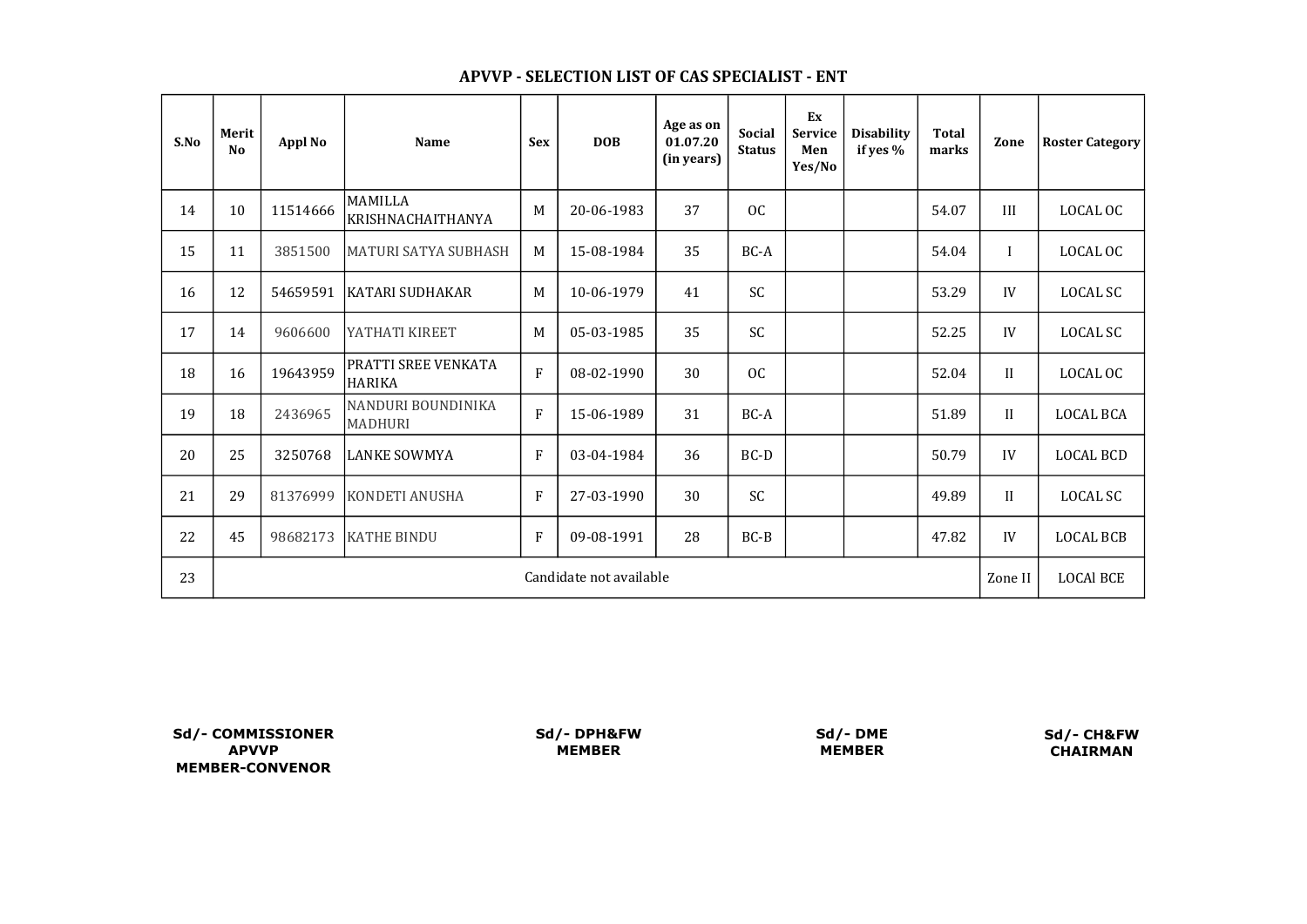## APVVP - SELECTION LIST OF CAS SPECIALIST - ENT

| S.No | Merit No | Appl No | Name | Sex | DOB | Age as on 01.07.20 (in years) | Social Status | Ex Service Men Yes/No | Disability if yes % | Total marks | Zone | Roster Category |
|---|---|---|---|---|---|---|---|---|---|---|---|---|
| 14 | 10 | 11514666 | MAMILLA KRISHNACHAITHANYA | M | 20-06-1983 | 37 | OC | | | 54.07 | III | LOCAL OC |
| 15 | 11 | 3851500 | MATURI SATYA SUBHASH | M | 15-08-1984 | 35 | BC-A | | | 54.04 | I | LOCAL OC |
| 16 | 12 | 54659591 | KATARI SUDHAKAR | M | 10-06-1979 | 41 | SC | | | 53.29 | IV | LOCAL SC |
| 17 | 14 | 9606600 | YATHATI KIREET | M | 05-03-1985 | 35 | SC | | | 52.25 | IV | LOCAL SC |
| 18 | 16 | 19643959 | PRATTI SREE VENKATA HARIKA | F | 08-02-1990 | 30 | OC | | | 52.04 | II | LOCAL OC |
| 19 | 18 | 2436965 | NANDURI BOUNDINIKA MADHURI | F | 15-06-1989 | 31 | BC-A | | | 51.89 | II | LOCAL BCA |
| 20 | 25 | 3250768 | LANKE SOWMYA | F | 03-04-1984 | 36 | BC-D | | | 50.79 | IV | LOCAL BCD |
| 21 | 29 | 81376999 | KONDETI ANUSHA | F | 27-03-1990 | 30 | SC | | | 49.89 | II | LOCAL SC |
| 22 | 45 | 98682173 | KATHE BINDU | F | 09-08-1991 | 28 | BC-B | | | 47.82 | IV | LOCAL BCB |
| 23 | Candidate not available | | | | | | | | | | Zone II | LOCAl BCE |

**Sd/- COMMISSIONER**
**APVVP**
**MEMBER-CONVENOR**

**Sd/- DPH&FW**
**MEMBER**

**Sd/- DME**
**MEMBER**

**Sd/- CH&FW**
**CHAIRMAN**